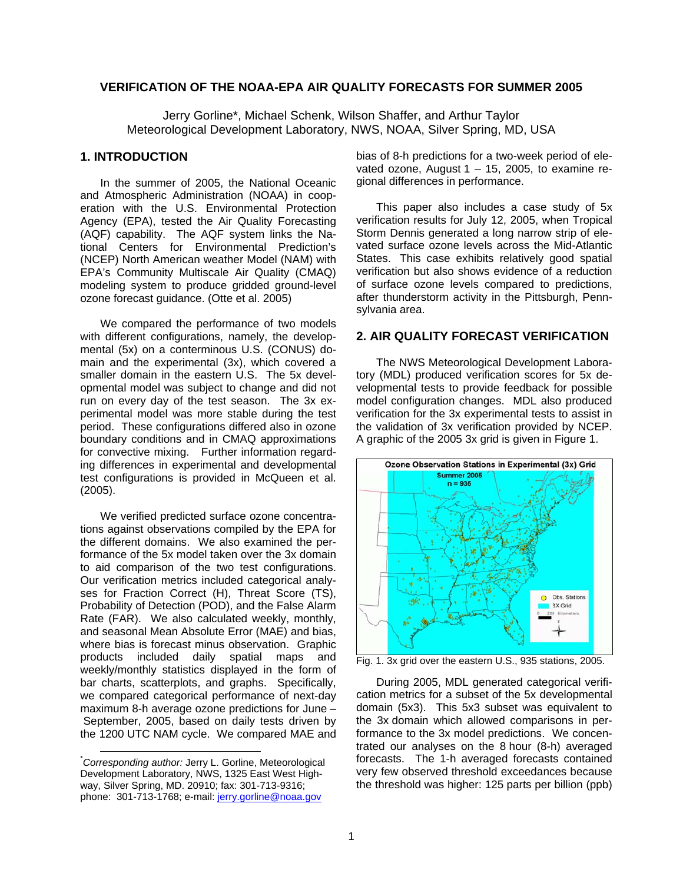# VERIFICATION OF THE NOAA-EPA AIR QUALITY FORECASTS FOR SUMMER 2005

Jerry Gorline*, Michael Schenk, Wilson Shaffer, and Arthur Taylor
Meteorological Development Laboratory, NWS, NOAA, Silver Spring, MD, USA

## 1. INTRODUCTION

In the summer of 2005, the National Oceanic and Atmospheric Administration (NOAA) in cooperation with the U.S. Environmental Protection Agency (EPA), tested the Air Quality Forecasting (AQF) capability. The AQF system links the National Centers for Environmental Prediction's (NCEP) North American weather Model (NAM) with EPA's Community Multiscale Air Quality (CMAQ) modeling system to produce gridded ground-level ozone forecast guidance. (Otte et al. 2005)

We compared the performance of two models with different configurations, namely, the developmental (5x) on a conterminous U.S. (CONUS) domain and the experimental (3x), which covered a smaller domain in the eastern U.S. The 5x developmental model was subject to change and did not run on every day of the test season. The 3x experimental model was more stable during the test period. These configurations differed also in ozone boundary conditions and in CMAQ approximations for convective mixing. Further information regarding differences in experimental and developmental test configurations is provided in McQueen et al. (2005).

We verified predicted surface ozone concentrations against observations compiled by the EPA for the different domains. We also examined the performance of the 5x model taken over the 3x domain to aid comparison of the two test configurations. Our verification metrics included categorical analyses for Fraction Correct (H), Threat Score (TS), Probability of Detection (POD), and the False Alarm Rate (FAR). We also calculated weekly, monthly, and seasonal Mean Absolute Error (MAE) and bias, where bias is forecast minus observation. Graphic products included daily spatial maps and weekly/monthly statistics displayed in the form of bar charts, scatterplots, and graphs. Specifically, we compared categorical performance of next-day maximum 8-h average ozone predictions for June – September, 2005, based on daily tests driven by the 1200 UTC NAM cycle. We compared MAE and bias of 8-h predictions for a two-week period of elevated ozone, August 1 – 15, 2005, to examine regional differences in performance.

This paper also includes a case study of 5x verification results for July 12, 2005, when Tropical Storm Dennis generated a long narrow strip of elevated surface ozone levels across the Mid-Atlantic States. This case exhibits relatively good spatial verification but also shows evidence of a reduction of surface ozone levels compared to predictions, after thunderstorm activity in the Pittsburgh, Pennsylvania area.

## 2. AIR QUALITY FORECAST VERIFICATION

The NWS Meteorological Development Laboratory (MDL) produced verification scores for 5x developmental tests to provide feedback for possible model configuration changes. MDL also produced verification for the 3x experimental tests to assist in the validation of 3x verification provided by NCEP. A graphic of the 2005 3x grid is given in Figure 1.

Ozone Observation Stations in Experimental (3x) Grid
Summer 2005
n = 935

Obs. Stations
3X Grid
0 200 Kilometers

Fig. 1. 3x grid over the eastern U.S., 935 stations, 2005.

During 2005, MDL generated categorical verification metrics for a subset of the 5x developmental domain (5x3). This 5x3 subset was equivalent to the 3x domain which allowed comparisons in performance to the 3x model predictions. We concentrated our analyses on the 8 hour (8-h) averaged forecasts. The 1-h averaged forecasts contained very few observed threshold exceedances because the threshold was higher: 125 parts per billion (ppb)

---

*Corresponding author:* Jerry L. Gorline, Meteorological Development Laboratory, NWS, 1325 East West Highway, Silver Spring, MD. 20910; fax: 301-713-9316; phone: 301-713-1768; e-mail: jerry.gorline@noaa.gov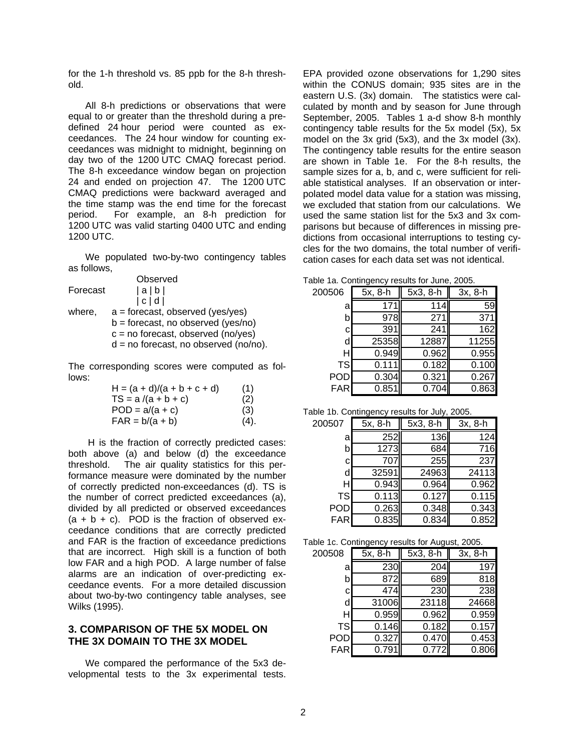for the 1-h threshold vs. 85 ppb for the 8-h threshold.

All 8-h predictions or observations that were equal to or greater than the threshold during a predefined 24 hour period were counted as exceedances. The 24 hour window for counting exceedances was midnight to midnight, beginning on day two of the 1200 UTC CMAQ forecast period. The 8-h exceedance window began on projection 24 and ended on projection 47. The 1200 UTC CMAQ predictions were backward averaged and the time stamp was the end time for the forecast period. For example, an 8-h prediction for 1200 UTC was valid starting 0400 UTC and ending 1200 UTC.

We populated two-by-two contingency tables as follows,

| | Observed |
|---|---|
| Forecast | \| a \| b \| |
| | \| c \| d \| |

where, a = forecast, observed (yes/yes)
b = forecast, no observed (yes/no)
c = no forecast, observed (no/yes)
d = no forecast, no observed (no/no).

The corresponding scores were computed as follows:

$$H = (a + d)/(a + b + c + d) \quad (1)$$
$$TS = a /(a + b + c) \quad (2)$$
$$POD = a/(a + c) \quad (3)$$
$$FAR = b/(a + b) \quad (4).$$

H is the fraction of correctly predicted cases: both above (a) and below (d) the exceedance threshold. The air quality statistics for this performance measure were dominated by the number of correctly predicted non-exceedances (d). TS is the number of correct predicted exceedances (a), divided by all predicted or observed exceedances (a + b + c). POD is the fraction of observed exceedance conditions that are correctly predicted and FAR is the fraction of exceedance predictions that are incorrect. High skill is a function of both low FAR and a high POD. A large number of false alarms are an indication of over-predicting exceedance events. For a more detailed discussion about two-by-two contingency table analyses, see Wilks (1995).

## 3. COMPARISON OF THE 5X MODEL ON THE 3X DOMAIN TO THE 3X MODEL

We compared the performance of the 5x3 developmental tests to the 3x experimental tests. EPA provided ozone observations for 1,290 sites within the CONUS domain; 935 sites are in the eastern U.S. (3x) domain. The statistics were calculated by month and by season for June through September, 2005. Tables 1 a-d show 8-h monthly contingency table results for the 5x model (5x), 5x model on the 3x grid (5x3), and the 3x model (3x). The contingency table results for the entire season are shown in Table 1e. For the 8-h results, the sample sizes for a, b, and c, were sufficient for reliable statistical analyses. If an observation or interpolated model data value for a station was missing, we excluded that station from our calculations. We used the same station list for the 5x3 and 3x comparisons but because of differences in missing predictions from occasional interruptions to testing cycles for the two domains, the total number of verification cases for each data set was not identical.

Table 1a. Contingency results for June, 2005.

| 200506 | 5x, 8-h | 5x3, 8-h | 3x, 8-h |
|---|---|---|---|
| a | 171 | 114 | 59 |
| b | 978 | 271 | 371 |
| c | 391 | 241 | 162 |
| d | 25358 | 12887 | 11255 |
| H | 0.949 | 0.962 | 0.955 |
| TS | 0.111 | 0.182 | 0.100 |
| POD | 0.304 | 0.321 | 0.267 |
| FAR | 0.851 | 0.704 | 0.863 |

Table 1b. Contingency results for July, 2005.

| 200507 | 5x, 8-h | 5x3, 8-h | 3x, 8-h |
|---|---|---|---|
| a | 252 | 136 | 124 |
| b | 1273 | 684 | 716 |
| c | 707 | 255 | 237 |
| d | 32591 | 24963 | 24113 |
| H | 0.943 | 0.964 | 0.962 |
| TS | 0.113 | 0.127 | 0.115 |
| POD | 0.263 | 0.348 | 0.343 |
| FAR | 0.835 | 0.834 | 0.852 |

Table 1c. Contingency results for August, 2005.

| 200508 | 5x, 8-h | 5x3, 8-h | 3x, 8-h |
|---|---|---|---|
| a | 230 | 204 | 197 |
| b | 872 | 689 | 818 |
| c | 474 | 230 | 238 |
| d | 31006 | 23118 | 24668 |
| H | 0.959 | 0.962 | 0.959 |
| TS | 0.146 | 0.182 | 0.157 |
| POD | 0.327 | 0.470 | 0.453 |
| FAR | 0.791 | 0.772 | 0.806 |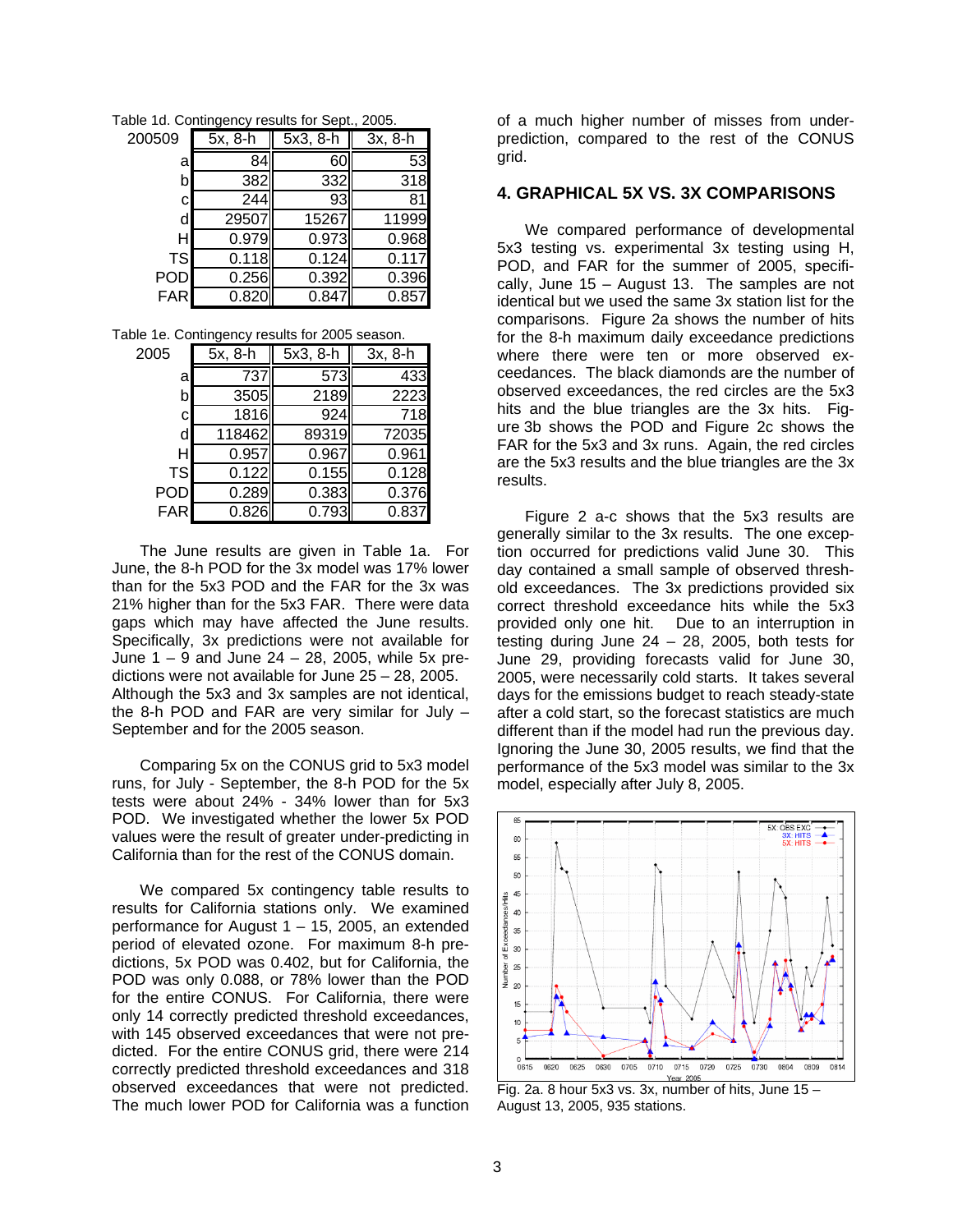Table 1d. Contingency results for Sept., 2005.

| 200509 | 5x, 8-h | 5x3, 8-h | 3x, 8-h |
|---|---|---|---|
| a | 84 | 60 | 53 |
| b | 382 | 332 | 318 |
| c | 244 | 93 | 81 |
| d | 29507 | 15267 | 11999 |
| H | 0.979 | 0.973 | 0.968 |
| TS | 0.118 | 0.124 | 0.117 |
| POD | 0.256 | 0.392 | 0.396 |
| FAR | 0.820 | 0.847 | 0.857 |

Table 1e. Contingency results for 2005 season.

| 2005 | 5x, 8-h | 5x3, 8-h | 3x, 8-h |
|---|---|---|---|
| a | 737 | 573 | 433 |
| b | 3505 | 2189 | 2223 |
| c | 1816 | 924 | 718 |
| d | 118462 | 89319 | 72035 |
| H | 0.957 | 0.967 | 0.961 |
| TS | 0.122 | 0.155 | 0.128 |
| POD | 0.289 | 0.383 | 0.376 |
| FAR | 0.826 | 0.793 | 0.837 |

The June results are given in Table 1a. For June, the 8-h POD for the 3x model was 17% lower than for the 5x3 POD and the FAR for the 3x was 21% higher than for the 5x3 FAR. There were data gaps which may have affected the June results. Specifically, 3x predictions were not available for June 1 – 9 and June 24 – 28, 2005, while 5x predictions were not available for June 25 – 28, 2005. Although the 5x3 and 3x samples are not identical, the 8-h POD and FAR are very similar for July – September and for the 2005 season.

Comparing 5x on the CONUS grid to 5x3 model runs, for July - September, the 8-h POD for the 5x tests were about 24% - 34% lower than for 5x3 POD. We investigated whether the lower 5x POD values were the result of greater under-predicting in California than for the rest of the CONUS domain.

We compared 5x contingency table results to results for California stations only. We examined performance for August 1 – 15, 2005, an extended period of elevated ozone. For maximum 8-h predictions, 5x POD was 0.402, but for California, the POD was only 0.088, or 78% lower than the POD for the entire CONUS. For California, there were only 14 correctly predicted threshold exceedances, with 145 observed exceedances that were not predicted. For the entire CONUS grid, there were 214 correctly predicted threshold exceedances and 318 observed exceedances that were not predicted. The much lower POD for California was a function of a much higher number of misses from under-prediction, compared to the rest of the CONUS grid.

## 4. GRAPHICAL 5X VS. 3X COMPARISONS

We compared performance of developmental 5x3 testing vs. experimental 3x testing using H, POD, and FAR for the summer of 2005, specifically, June 15 – August 13. The samples are not identical but we used the same 3x station list for the comparisons. Figure 2a shows the number of hits for the 8-h maximum daily exceedance predictions where there were ten or more observed exceedances. The black diamonds are the number of observed exceedances, the red circles are the 5x3 hits and the blue triangles are the 3x hits. Figure 3b shows the POD and Figure 2c shows the FAR for the 5x3 and 3x runs. Again, the red circles are the 5x3 results and the blue triangles are the 3x results.

Figure 2 a-c shows that the 5x3 results are generally similar to the 3x results. The one exception occurred for predictions valid June 30. This day contained a small sample of observed threshold exceedances. The 3x predictions provided six correct threshold exceedance hits while the 5x3 provided only one hit. Due to an interruption in testing during June 24 – 28, 2005, both tests for June 29, providing forecasts valid for June 30, 2005, were necessarily cold starts. It takes several days for the emissions budget to reach steady-state after a cold start, so the forecast statistics are much different than if the model had run the previous day. Ignoring the June 30, 2005 results, we find that the performance of the 5x3 model was similar to the 3x model, especially after July 8, 2005.

5X OBS EXC
3X HITS
5X HITS
Number of Exceedances/Hits
0
5
10
15
20
25
30
35
40
45
50
55
60
65
0615 0620 0625 0630 0705 0710 0715 0720 0725 0730 0804 0809 0814
Year 2005

Fig. 2a. 8 hour 5x3 vs. 3x, number of hits, June 15 – August 13, 2005, 935 stations.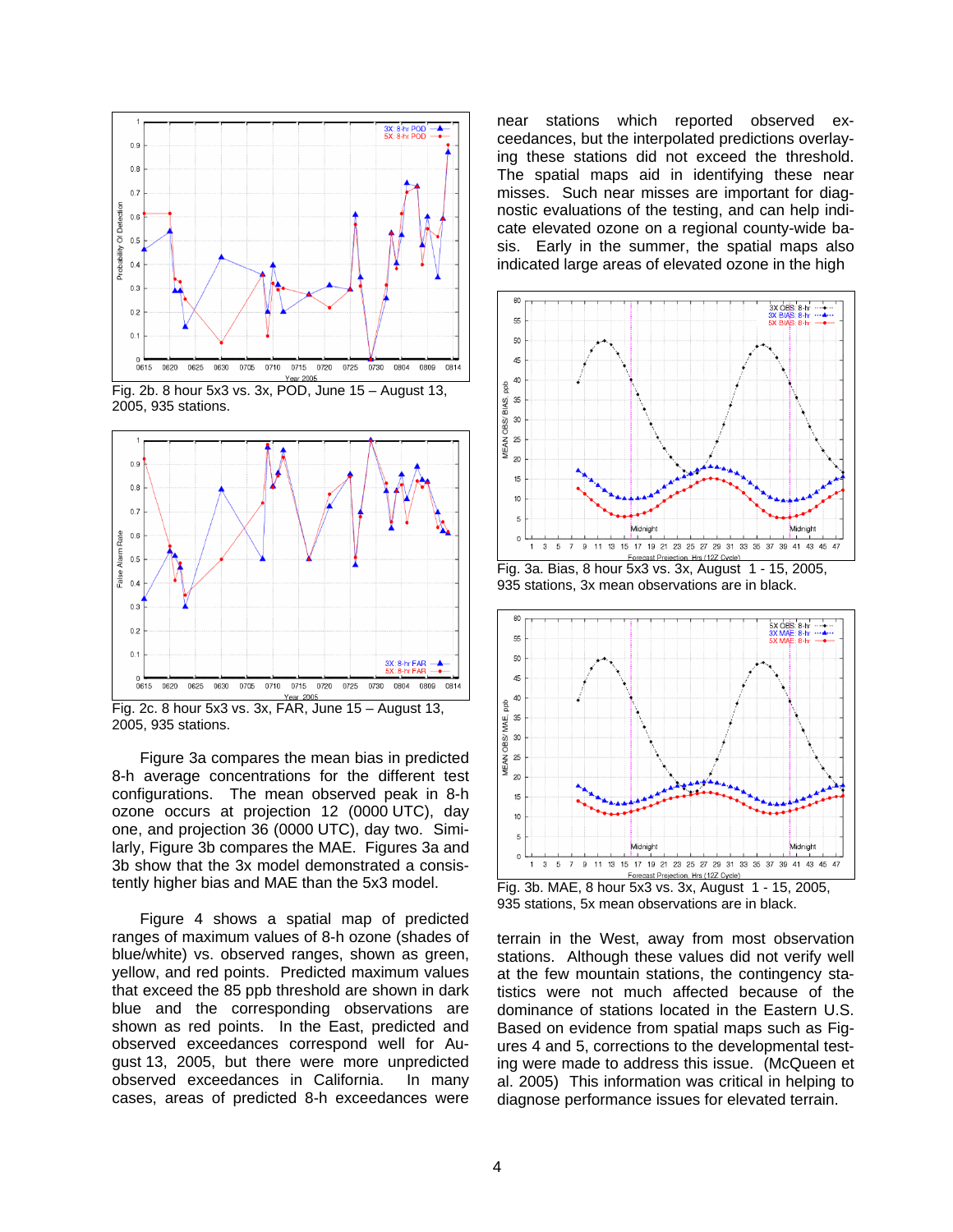1
0.9
0.8
0.7
0.6
0.5
0.4
0.3
0.2
0.1
0
Probability Of Detection
3X 8-hr POD
5X 8-hr POD
0615 0620 0625 0630 0705 0710 0715 0720 0725 0730 0804 0809 0814
Year 2005

Fig. 2b. 8 hour 5x3 vs. 3x, POD, June 15 – August 13, 2005, 935 stations.

1
0.9
0.8
0.7
0.6
0.5
0.4
0.3
0.2
0.1
0
False Alarm Rate
3X 8-hr FAR
5X 8-hr FAR
0615 0620 0625 0630 0705 0710 0715 0720 0725 0730 0804 0809 0814
Year 2005

Fig. 2c. 8 hour 5x3 vs. 3x, FAR, June 15 – August 13, 2005, 935 stations.

Figure 3a compares the mean bias in predicted 8-h average concentrations for the different test configurations. The mean observed peak in 8-h ozone occurs at projection 12 (0000 UTC), day one, and projection 36 (0000 UTC), day two. Similarly, Figure 3b compares the MAE. Figures 3a and 3b show that the 3x model demonstrated a consistently higher bias and MAE than the 5x3 model.

Figure 4 shows a spatial map of predicted ranges of maximum values of 8-h ozone (shades of blue/white) vs. observed ranges, shown as green, yellow, and red points. Predicted maximum values that exceed the 85 ppb threshold are shown in dark blue and the corresponding observations are shown as red points. In the East, predicted and observed exceedances correspond well for August 13, 2005, but there were more unpredicted observed exceedances in California. In many cases, areas of predicted 8-h exceedances were near stations which reported observed exceedances, but the interpolated predictions overlaying these stations did not exceed the threshold. The spatial maps aid in identifying these near misses. Such near misses are important for diagnostic evaluations of the testing, and can help indicate elevated ozone on a regional county-wide basis. Early in the summer, the spatial maps also indicated large areas of elevated ozone in the high

60
55
50
45
40
35
30
25
20
15
10
5
0
MEAN OBS/ BIAS, ppb
3X OBS 8-hr
3X BIAS 8-hr
5X BIAS 8-hr
Midnight
Midnight
1 3 5 7 9 11 13 15 17 19 21 23 25 27 29 31 33 35 37 39 41 43 45 47
Forecast Projection, Hrs (12Z Cycle)

Fig. 3a. Bias, 8 hour 5x3 vs. 3x, August 1 - 15, 2005, 935 stations, 3x mean observations are in black.

60
55
50
45
40
35
30
25
20
15
10
5
0
MEAN OBS/ MAE, ppb
5X OBS 8-hr
3X MAE 8-hr
5X MAE 8-hr
Midnight
Midnight
1 3 5 7 9 11 13 15 17 19 21 23 25 27 29 31 33 35 37 39 41 43 45 47
Forecast Projection, Hrs (12Z Cycle)

Fig. 3b. MAE, 8 hour 5x3 vs. 3x, August 1 - 15, 2005, 935 stations, 5x mean observations are in black.

terrain in the West, away from most observation stations. Although these values did not verify well at the few mountain stations, the contingency statistics were not much affected because of the dominance of stations located in the Eastern U.S. Based on evidence from spatial maps such as Figures 4 and 5, corrections to the developmental testing were made to address this issue. (McQueen et al. 2005) This information was critical in helping to diagnose performance issues for elevated terrain.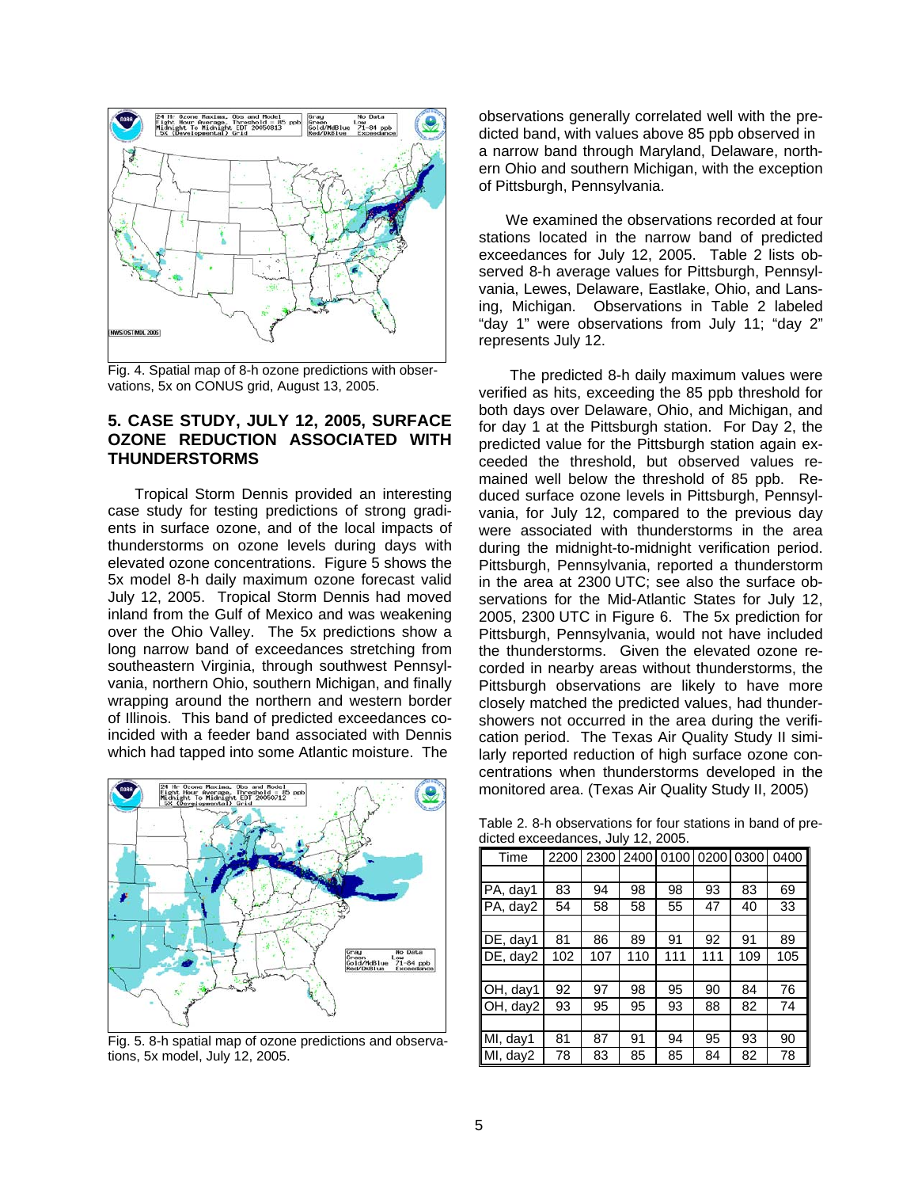Fig. 4. Spatial map of 8-h ozone predictions with observations, 5x on CONUS grid, August 13, 2005.

## 5. CASE STUDY, JULY 12, 2005, SURFACE OZONE REDUCTION ASSOCIATED WITH THUNDERSTORMS

Tropical Storm Dennis provided an interesting case study for testing predictions of strong gradients in surface ozone, and of the local impacts of thunderstorms on ozone levels during days with elevated ozone concentrations. Figure 5 shows the 5x model 8-h daily maximum ozone forecast valid July 12, 2005. Tropical Storm Dennis had moved inland from the Gulf of Mexico and was weakening over the Ohio Valley. The 5x predictions show a long narrow band of exceedances stretching from southeastern Virginia, through southwest Pennsylvania, northern Ohio, southern Michigan, and finally wrapping around the northern and western border of Illinois. This band of predicted exceedances coincided with a feeder band associated with Dennis which had tapped into some Atlantic moisture. The observations generally correlated well with the predicted band, with values above 85 ppb observed in a narrow band through Maryland, Delaware, northern Ohio and southern Michigan, with the exception of Pittsburgh, Pennsylvania.

Fig. 5. 8-h spatial map of ozone predictions and observations, 5x model, July 12, 2005.

We examined the observations recorded at four stations located in the narrow band of predicted exceedances for July 12, 2005. Table 2 lists observed 8-h average values for Pittsburgh, Pennsylvania, Lewes, Delaware, Eastlake, Ohio, and Lansing, Michigan. Observations in Table 2 labeled "day 1" were observations from July 11; "day 2" represents July 12.

The predicted 8-h daily maximum values were verified as hits, exceeding the 85 ppb threshold for both days over Delaware, Ohio, and Michigan, and for day 1 at the Pittsburgh station. For Day 2, the predicted value for the Pittsburgh station again exceeded the threshold, but observed values remained well below the threshold of 85 ppb. Reduced surface ozone levels in Pittsburgh, Pennsylvania, for July 12, compared to the previous day were associated with thunderstorms in the area during the midnight-to-midnight verification period. Pittsburgh, Pennsylvania, reported a thunderstorm in the area at 2300 UTC; see also the surface observations for the Mid-Atlantic States for July 12, 2005, 2300 UTC in Figure 6. The 5x prediction for Pittsburgh, Pennsylvania, would not have included the thunderstorms. Given the elevated ozone recorded in nearby areas without thunderstorms, the Pittsburgh observations are likely to have more closely matched the predicted values, had thundershowers not occurred in the area during the verification period. The Texas Air Quality Study II similarly reported reduction of high surface ozone concentrations when thunderstorms developed in the monitored area. (Texas Air Quality Study II, 2005)

Table 2. 8-h observations for four stations in band of predicted exceedances, July 12, 2005.

| Time | 2200 | 2300 | 2400 | 0100 | 0200 | 0300 | 0400 |
|---|---|---|---|---|---|---|---|
| | | | | | | | |
| PA, day1 | 83 | 94 | 98 | 98 | 93 | 83 | 69 |
| PA, day2 | 54 | 58 | 58 | 55 | 47 | 40 | 33 |
| | | | | | | | |
| DE, day1 | 81 | 86 | 89 | 91 | 92 | 91 | 89 |
| DE, day2 | 102 | 107 | 110 | 111 | 111 | 109 | 105 |
| | | | | | | | |
| OH, day1 | 92 | 97 | 98 | 95 | 90 | 84 | 76 |
| OH, day2 | 93 | 95 | 95 | 93 | 88 | 82 | 74 |
| | | | | | | | |
| MI, day1 | 81 | 87 | 91 | 94 | 95 | 93 | 90 |
| MI, day2 | 78 | 83 | 85 | 85 | 84 | 82 | 78 |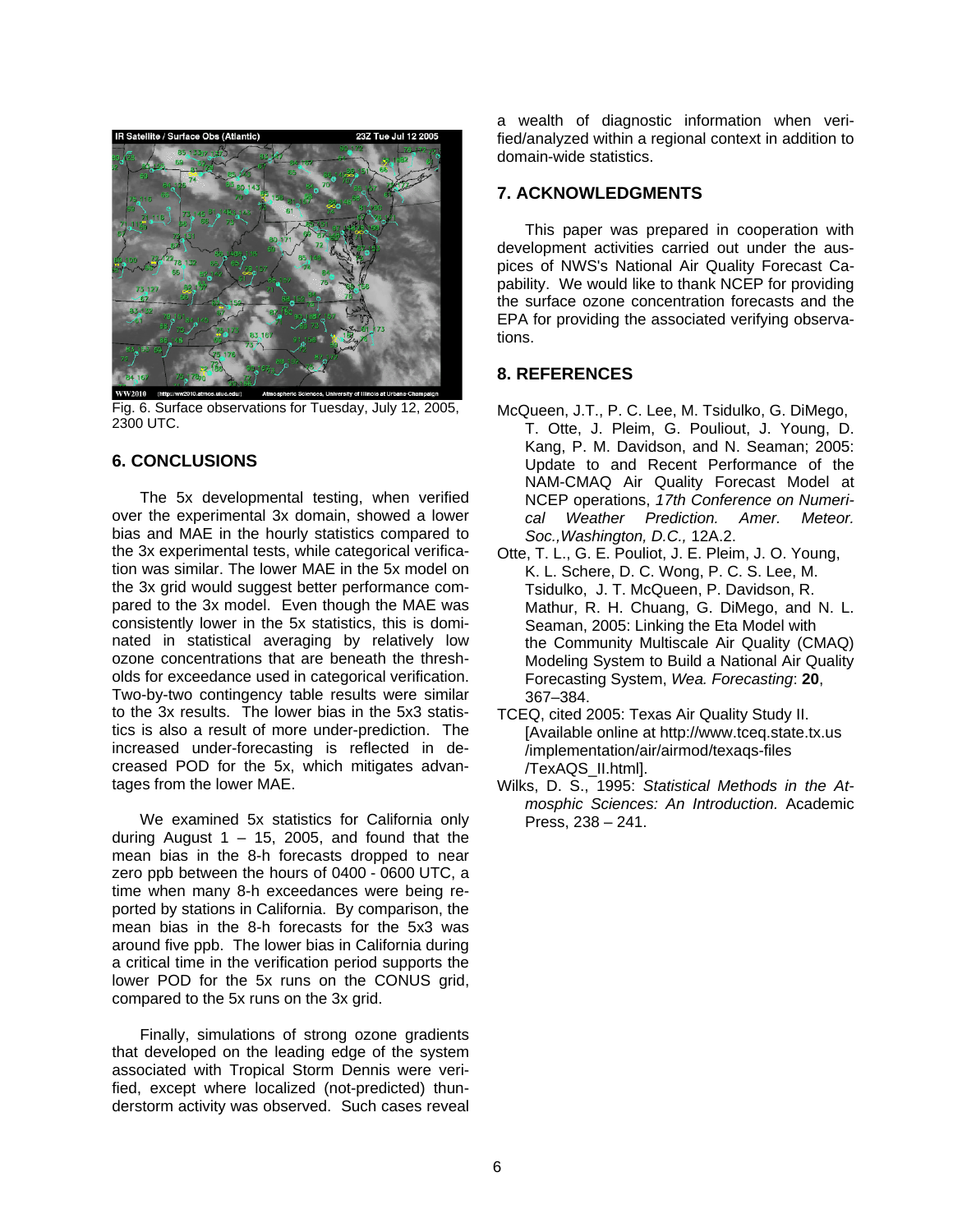Fig. 6. Surface observations for Tuesday, July 12, 2005, 2300 UTC.

## 6. CONCLUSIONS

The 5x developmental testing, when verified over the experimental 3x domain, showed a lower bias and MAE in the hourly statistics compared to the 3x experimental tests, while categorical verification was similar. The lower MAE in the 5x model on the 3x grid would suggest better performance compared to the 3x model. Even though the MAE was consistently lower in the 5x statistics, this is dominated in statistical averaging by relatively low ozone concentrations that are beneath the thresholds for exceedance used in categorical verification. Two-by-two contingency table results were similar to the 3x results. The lower bias in the 5x3 statistics is also a result of more under-prediction. The increased under-forecasting is reflected in decreased POD for the 5x, which mitigates advantages from the lower MAE.

We examined 5x statistics for California only during August 1 – 15, 2005, and found that the mean bias in the 8-h forecasts dropped to near zero ppb between the hours of 0400 - 0600 UTC, a time when many 8-h exceedances were being reported by stations in California. By comparison, the mean bias in the 8-h forecasts for the 5x3 was around five ppb. The lower bias in California during a critical time in the verification period supports the lower POD for the 5x runs on the CONUS grid, compared to the 5x runs on the 3x grid.

Finally, simulations of strong ozone gradients that developed on the leading edge of the system associated with Tropical Storm Dennis were verified, except where localized (not-predicted) thunderstorm activity was observed. Such cases reveal a wealth of diagnostic information when verified/analyzed within a regional context in addition to domain-wide statistics.

## 7. ACKNOWLEDGMENTS

This paper was prepared in cooperation with development activities carried out under the auspices of NWS's National Air Quality Forecast Capability. We would like to thank NCEP for providing the surface ozone concentration forecasts and the EPA for providing the associated verifying observations.

## 8. REFERENCES

McQueen, J.T., P. C. Lee, M. Tsidulko, G. DiMego, T. Otte, J. Pleim, G. Pouliout, J. Young, D. Kang, P. M. Davidson, and N. Seaman; 2005: Update to and Recent Performance of the NAM-CMAQ Air Quality Forecast Model at NCEP operations, *17th Conference on Numerical Weather Prediction. Amer. Meteor. Soc.,Washington, D.C.,* 12A.2.

Otte, T. L., G. E. Pouliot, J. E. Pleim, J. O. Young, K. L. Schere, D. C. Wong, P. C. S. Lee, M. Tsidulko, J. T. McQueen, P. Davidson, R. Mathur, R. H. Chuang, G. DiMego, and N. L. Seaman, 2005: Linking the Eta Model with the Community Multiscale Air Quality (CMAQ) Modeling System to Build a National Air Quality Forecasting System, *Wea. Forecasting*: **20**, 367–384.

TCEQ, cited 2005: Texas Air Quality Study II. [Available online at http://www.tceq.state.tx.us /implementation/air/airmod/texaqs-files /TexAQS_II.html].

Wilks, D. S., 1995: *Statistical Methods in the Atmosphic Sciences: An Introduction.* Academic Press, 238 – 241.